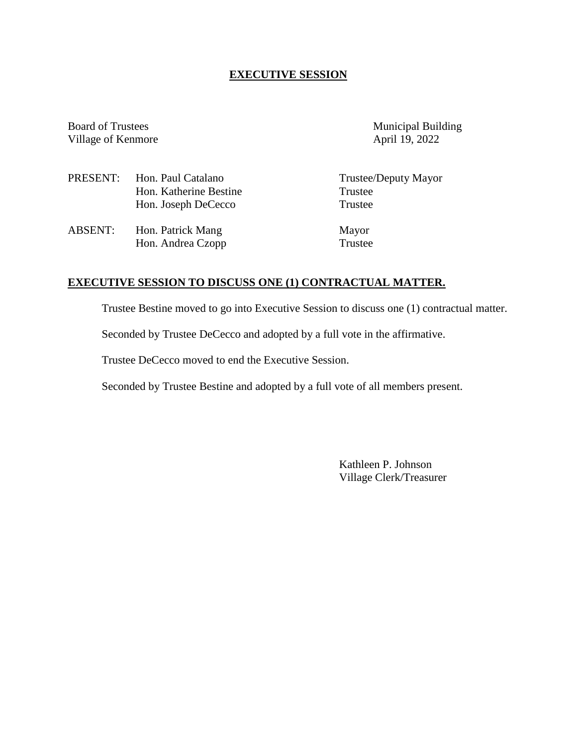# EXECUTIVE SESSION

Board of Trustees
Village of Kenmore

Municipal Building
April 19, 2022

| | | |
|---|---|---|
| PRESENT: | Hon. Paul Catalano | Trustee/Deputy Mayor |
| | Hon. Katherine Bestine | Trustee |
| | Hon. Joseph DeCecco | Trustee |
| ABSENT: | Hon. Patrick Mang | Mayor |
| | Hon. Andrea Czopp | Trustee |

## EXECUTIVE SESSION TO DISCUSS ONE (1) CONTRACTUAL MATTER.

Trustee Bestine moved to go into Executive Session to discuss one (1) contractual matter.

Seconded by Trustee DeCecco and adopted by a full vote in the affirmative.

Trustee DeCecco moved to end the Executive Session.

Seconded by Trustee Bestine and adopted by a full vote of all members present.

Kathleen P. Johnson
Village Clerk/Treasurer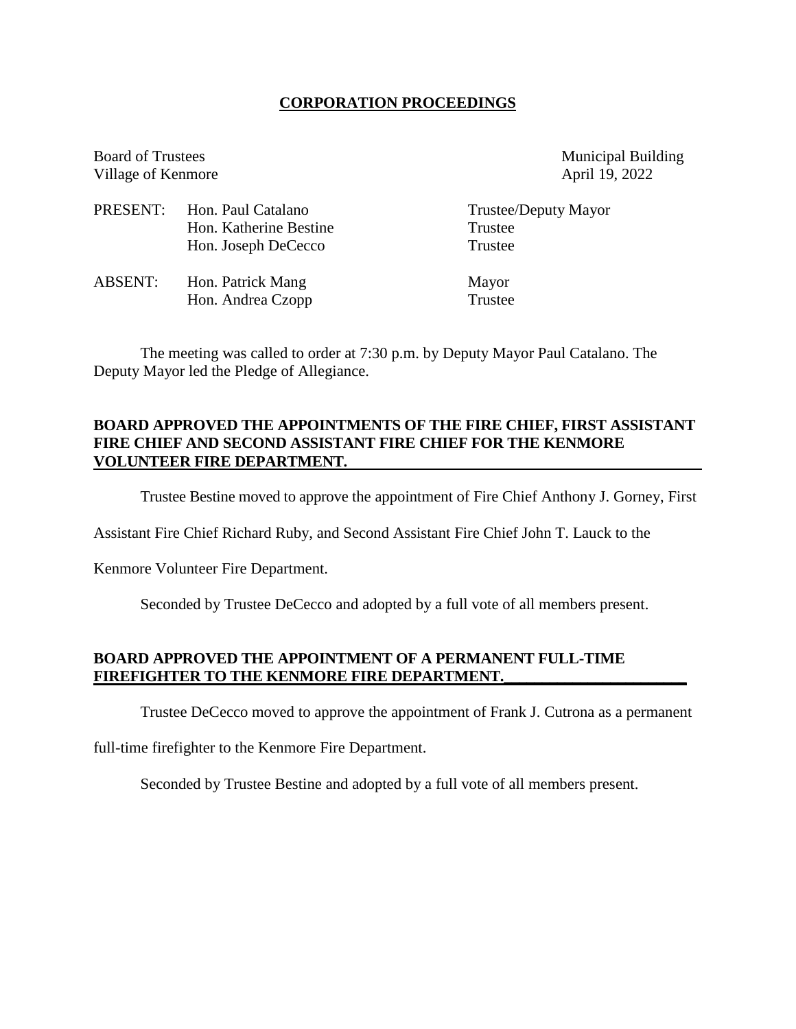## CORPORATION PROCEEDINGS

Board of Trustees
Village of Kenmore

Municipal Building
April 19, 2022

| | | |
|---|---|---|
| PRESENT: | Hon. Paul Catalano | Trustee/Deputy Mayor |
| | Hon. Katherine Bestine | Trustee |
| | Hon. Joseph DeCecco | Trustee |
| ABSENT: | Hon. Patrick Mang | Mayor |
| | Hon. Andrea Czopp | Trustee |

The meeting was called to order at 7:30 p.m. by Deputy Mayor Paul Catalano. The Deputy Mayor led the Pledge of Allegiance.

**BOARD APPROVED THE APPOINTMENTS OF THE FIRE CHIEF, FIRST ASSISTANT FIRE CHIEF AND SECOND ASSISTANT FIRE CHIEF FOR THE KENMORE VOLUNTEER FIRE DEPARTMENT.**

Trustee Bestine moved to approve the appointment of Fire Chief Anthony J. Gorney, First Assistant Fire Chief Richard Ruby, and Second Assistant Fire Chief John T. Lauck to the Kenmore Volunteer Fire Department.

Seconded by Trustee DeCecco and adopted by a full vote of all members present.

**BOARD APPROVED THE APPOINTMENT OF A PERMANENT FULL-TIME FIREFIGHTER TO THE KENMORE FIRE DEPARTMENT.**

Trustee DeCecco moved to approve the appointment of Frank J. Cutrona as a permanent full-time firefighter to the Kenmore Fire Department.

Seconded by Trustee Bestine and adopted by a full vote of all members present.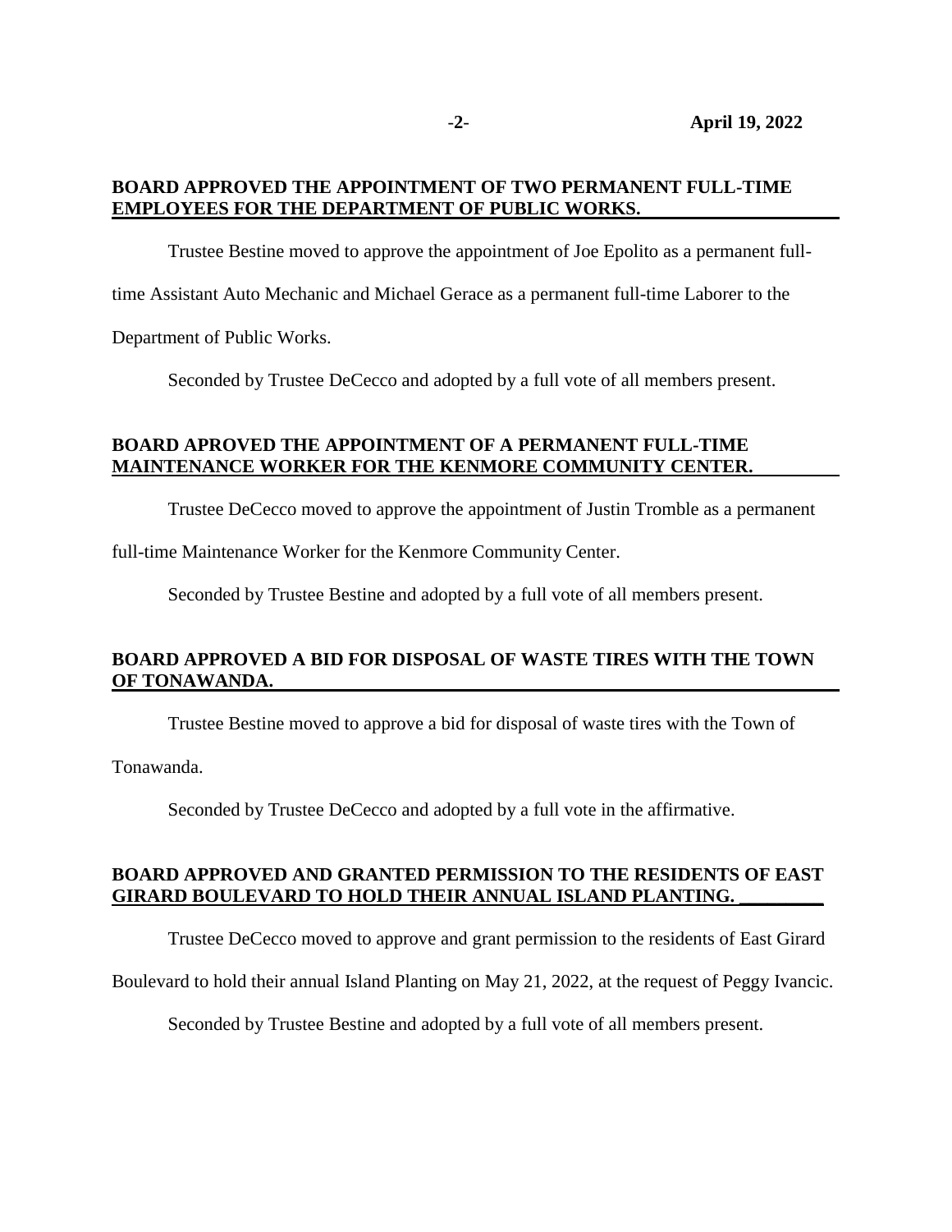**BOARD APPROVED THE APPOINTMENT OF TWO PERMANENT FULL-TIME EMPLOYEES FOR THE DEPARTMENT OF PUBLIC WORKS.**

Trustee Bestine moved to approve the appointment of Joe Epolito as a permanent full-time Assistant Auto Mechanic and Michael Gerace as a permanent full-time Laborer to the Department of Public Works.

Seconded by Trustee DeCecco and adopted by a full vote of all members present.

**BOARD APROVED THE APPOINTMENT OF A PERMANENT FULL-TIME MAINTENANCE WORKER FOR THE KENMORE COMMUNITY CENTER.**

Trustee DeCecco moved to approve the appointment of Justin Tromble as a permanent full-time Maintenance Worker for the Kenmore Community Center.

Seconded by Trustee Bestine and adopted by a full vote of all members present.

**BOARD APPROVED A BID FOR DISPOSAL OF WASTE TIRES WITH THE TOWN OF TONAWANDA.**

Trustee Bestine moved to approve a bid for disposal of waste tires with the Town of Tonawanda.

Seconded by Trustee DeCecco and adopted by a full vote in the affirmative.

**BOARD APPROVED AND GRANTED PERMISSION TO THE RESIDENTS OF EAST GIRARD BOULEVARD TO HOLD THEIR ANNUAL ISLAND PLANTING.**

Trustee DeCecco moved to approve and grant permission to the residents of East Girard Boulevard to hold their annual Island Planting on May 21, 2022, at the request of Peggy Ivancic.

Seconded by Trustee Bestine and adopted by a full vote of all members present.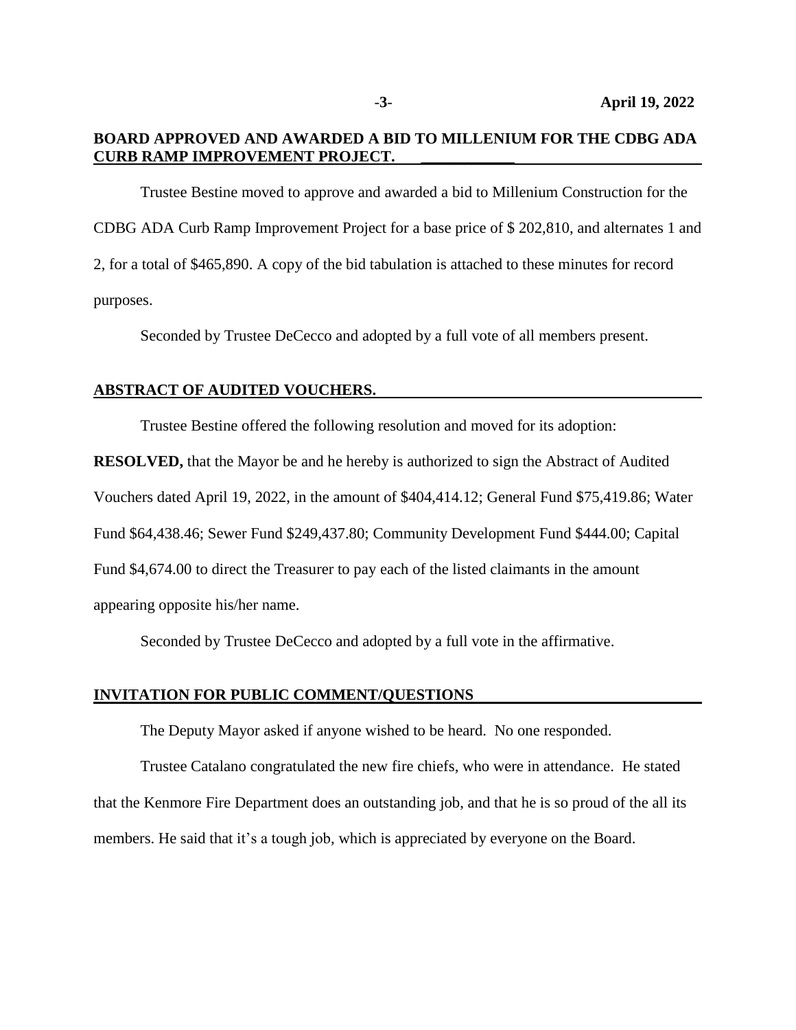**BOARD APPROVED AND AWARDED A BID TO MILLENIUM FOR THE CDBG ADA CURB RAMP IMPROVEMENT PROJECT.**

Trustee Bestine moved to approve and awarded a bid to Millenium Construction for the CDBG ADA Curb Ramp Improvement Project for a base price of $ 202,810, and alternates 1 and 2, for a total of $465,890. A copy of the bid tabulation is attached to these minutes for record purposes.

Seconded by Trustee DeCecco and adopted by a full vote of all members present.

**ABSTRACT OF AUDITED VOUCHERS.**

Trustee Bestine offered the following resolution and moved for its adoption:

**RESOLVED,** that the Mayor be and he hereby is authorized to sign the Abstract of Audited Vouchers dated April 19, 2022, in the amount of $404,414.12; General Fund $75,419.86; Water Fund $64,438.46; Sewer Fund $249,437.80; Community Development Fund $444.00; Capital Fund $4,674.00 to direct the Treasurer to pay each of the listed claimants in the amount appearing opposite his/her name.

Seconded by Trustee DeCecco and adopted by a full vote in the affirmative.

**INVITATION FOR PUBLIC COMMENT/QUESTIONS**

The Deputy Mayor asked if anyone wished to be heard. No one responded.

Trustee Catalano congratulated the new fire chiefs, who were in attendance. He stated that the Kenmore Fire Department does an outstanding job, and that he is so proud of the all its members. He said that it's a tough job, which is appreciated by everyone on the Board.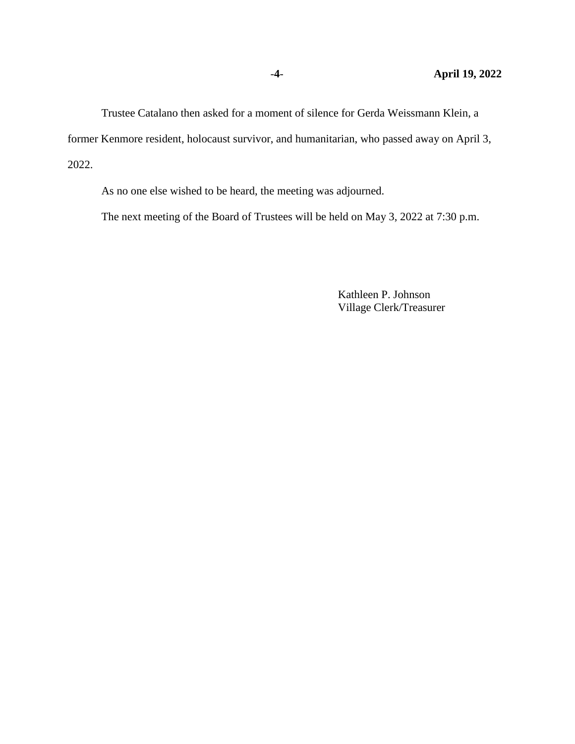Trustee Catalano then asked for a moment of silence for Gerda Weissmann Klein, a former Kenmore resident, holocaust survivor, and humanitarian, who passed away on April 3, 2022.

As no one else wished to be heard, the meeting was adjourned.

The next meeting of the Board of Trustees will be held on May 3, 2022 at 7:30 p.m.

Kathleen P. Johnson
Village Clerk/Treasurer